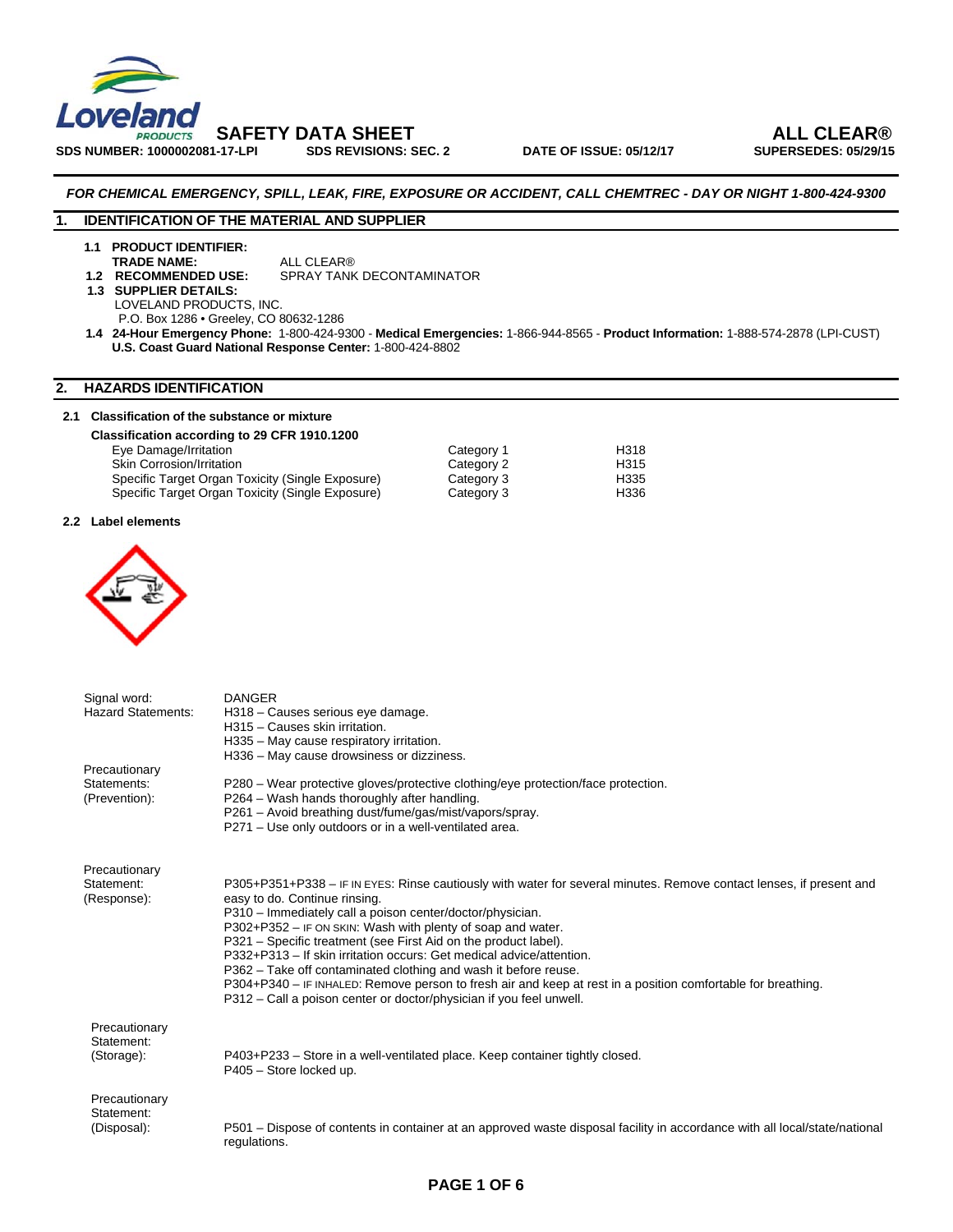**SAFETY DATA SHEET** **ALL CLEAR®**

**SDS NUMBER: 1000002081-17-LPI** **SDS REVISIONS: SEC. 2** **DATE OF ISSUE: 05/12/17** **SUPERSEDES: 05/29/15**

***FOR CHEMICAL EMERGENCY, SPILL, LEAK, FIRE, EXPOSURE OR ACCIDENT, CALL CHEMTREC - DAY OR NIGHT 1-800-424-9300***

## 1. IDENTIFICATION OF THE MATERIAL AND SUPPLIER

**1.1 PRODUCT IDENTIFIER:**
**TRADE NAME:** ALL CLEAR®

**1.2 RECOMMENDED USE:** SPRAY TANK DECONTAMINATOR

**1.3 SUPPLIER DETAILS:**
LOVELAND PRODUCTS, INC.
P.O. Box 1286 • Greeley, CO 80632-1286

**1.4 24-Hour Emergency Phone:** 1-800-424-9300 - **Medical Emergencies:** 1-866-944-8565 - **Product Information:** 1-888-574-2878 (LPI-CUST)
**U.S. Coast Guard National Response Center:** 1-800-424-8802

## 2. HAZARDS IDENTIFICATION

**2.1 Classification of the substance or mixture**

**Classification according to 29 CFR 1910.1200**

| | | |
|---|---|---|
| Eye Damage/Irritation | Category 1 | H318 |
| Skin Corrosion/Irritation | Category 2 | H315 |
| Specific Target Organ Toxicity (Single Exposure) | Category 3 | H335 |
| Specific Target Organ Toxicity (Single Exposure) | Category 3 | H336 |

**2.2 Label elements**

Signal word: DANGER

Hazard Statements:
- H318 – Causes serious eye damage.
- H315 – Causes skin irritation.
- H335 – May cause respiratory irritation.
- H336 – May cause drowsiness or dizziness.

Precautionary Statements: (Prevention):
- P280 – Wear protective gloves/protective clothing/eye protection/face protection.
- P264 – Wash hands thoroughly after handling.
- P261 – Avoid breathing dust/fume/gas/mist/vapors/spray.
- P271 – Use only outdoors or in a well-ventilated area.

Precautionary Statement: (Response):
- P305+P351+P338 – IF IN EYES: Rinse cautiously with water for several minutes. Remove contact lenses, if present and easy to do. Continue rinsing.
- P310 – Immediately call a poison center/doctor/physician.
- P302+P352 – IF ON SKIN: Wash with plenty of soap and water.
- P321 – Specific treatment (see First Aid on the product label).
- P332+P313 – If skin irritation occurs: Get medical advice/attention.
- P362 – Take off contaminated clothing and wash it before reuse.
- P304+P340 – IF INHALED: Remove person to fresh air and keep at rest in a position comfortable for breathing.
- P312 – Call a poison center or doctor/physician if you feel unwell.

Precautionary Statement: (Storage):
- P403+P233 – Store in a well-ventilated place. Keep container tightly closed.
- P405 – Store locked up.

Precautionary Statement: (Disposal):
- P501 – Dispose of contents in container at an approved waste disposal facility in accordance with all local/state/national regulations.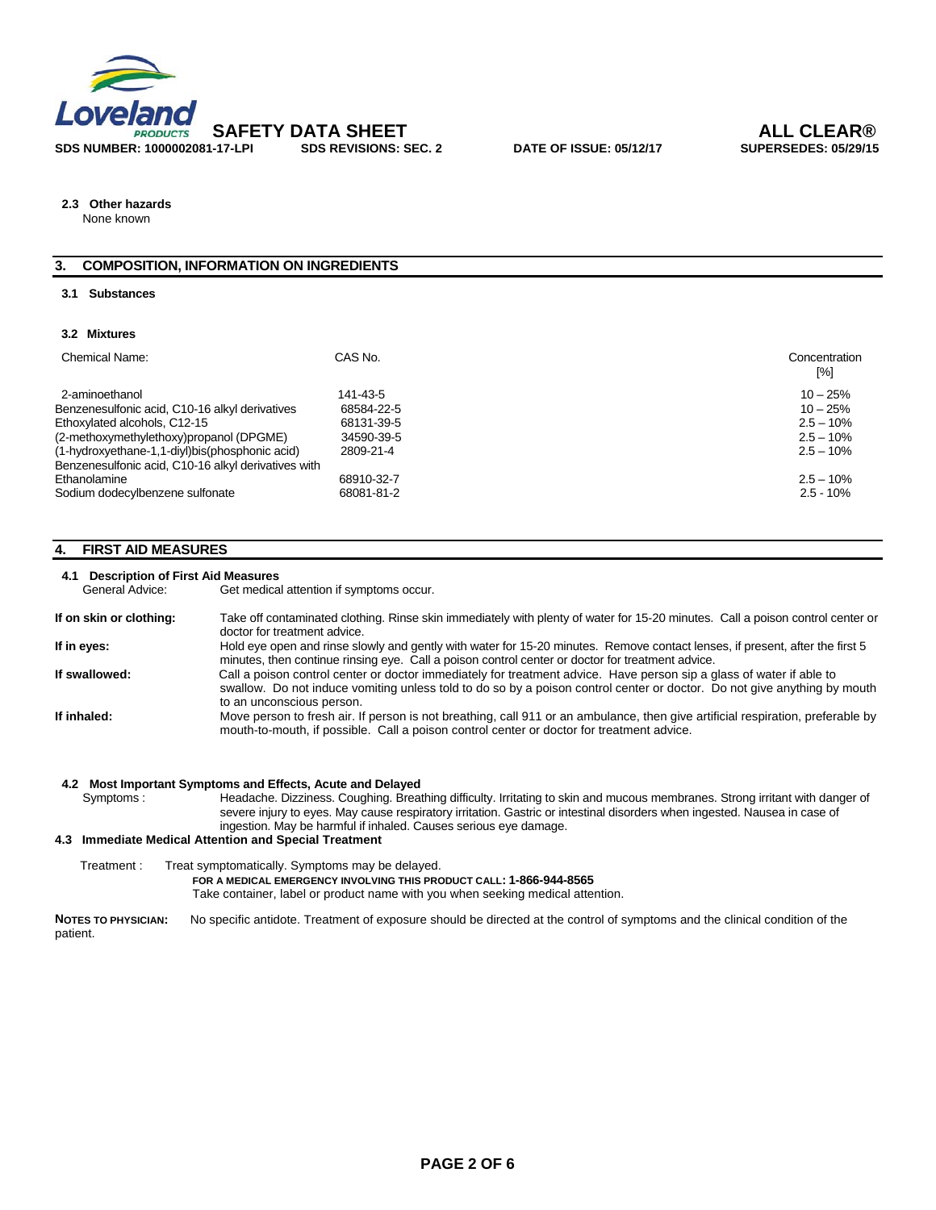**2.3 Other hazards**
None known

## 3. COMPOSITION, INFORMATION ON INGREDIENTS

**3.1 Substances**

**3.2 Mixtures**

| Chemical Name: | CAS No. | Concentration [%] |
|---|---|---|
| 2-aminoethanol | 141-43-5 | 10 – 25% |
| Benzenesulfonic acid, C10-16 alkyl derivatives | 68584-22-5 | 10 – 25% |
| Ethoxylated alcohols, C12-15 | 68131-39-5 | 2.5 – 10% |
| (2-methoxymethylethoxy)propanol (DPGME) | 34590-39-5 | 2.5 – 10% |
| (1-hydroxyethane-1,1-diyl)bis(phosphonic acid) | 2809-21-4 | 2.5 – 10% |
| Benzenesulfonic acid, C10-16 alkyl derivatives with Ethanolamine | 68910-32-7 | 2.5 – 10% |
| Sodium dodecylbenzene sulfonate | 68081-81-2 | 2.5 - 10% |

## 4. FIRST AID MEASURES

**4.1 Description of First Aid Measures**

General Advice: Get medical attention if symptoms occur.

**If on skin or clothing:** Take off contaminated clothing. Rinse skin immediately with plenty of water for 15-20 minutes. Call a poison control center or doctor for treatment advice.

**If in eyes:** Hold eye open and rinse slowly and gently with water for 15-20 minutes. Remove contact lenses, if present, after the first 5 minutes, then continue rinsing eye. Call a poison control center or doctor for treatment advice.

**If swallowed:** Call a poison control center or doctor immediately for treatment advice. Have person sip a glass of water if able to swallow. Do not induce vomiting unless told to do so by a poison control center or doctor. Do not give anything by mouth to an unconscious person.

**If inhaled:** Move person to fresh air. If person is not breathing, call 911 or an ambulance, then give artificial respiration, preferable by mouth-to-mouth, if possible. Call a poison control center or doctor for treatment advice.

**4.2 Most Important Symptoms and Effects, Acute and Delayed**

Symptoms : Headache. Dizziness. Coughing. Breathing difficulty. Irritating to skin and mucous membranes. Strong irritant with danger of severe injury to eyes. May cause respiratory irritation. Gastric or intestinal disorders when ingested. Nausea in case of ingestion. May be harmful if inhaled. Causes serious eye damage.

**4.3 Immediate Medical Attention and Special Treatment**

Treatment : Treat symptomatically. Symptoms may be delayed.

**FOR A MEDICAL EMERGENCY INVOLVING THIS PRODUCT CALL: 1-866-944-8565**

Take container, label or product name with you when seeking medical attention.

**NOTES TO PHYSICIAN:** No specific antidote. Treatment of exposure should be directed at the control of symptoms and the clinical condition of the patient.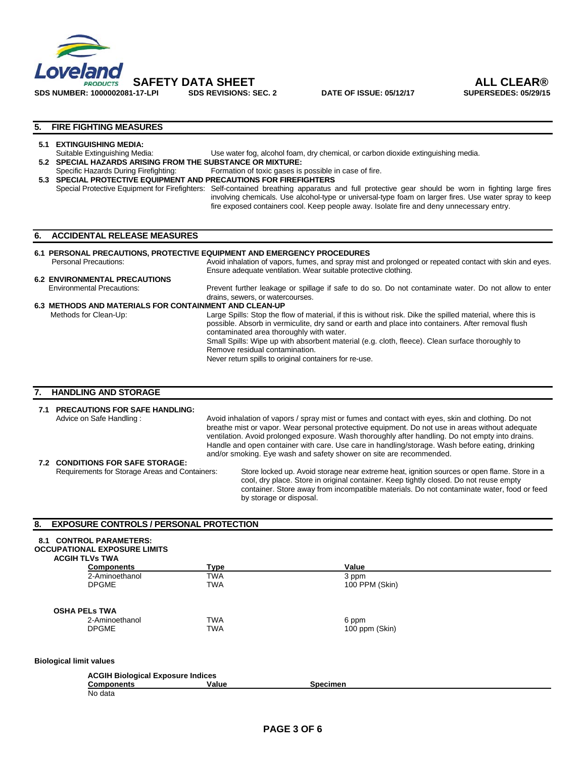## 5. FIRE FIGHTING MEASURES

**5.1 EXTINGUISHING MEDIA:**

Suitable Extinguishing Media: Use water fog, alcohol foam, dry chemical, or carbon dioxide extinguishing media.

**5.2 SPECIAL HAZARDS ARISING FROM THE SUBSTANCE OR MIXTURE:**

Specific Hazards During Firefighting: Formation of toxic gases is possible in case of fire.

**5.3 SPECIAL PROTECTIVE EQUIPMENT AND PRECAUTIONS FOR FIREFIGHTERS**

Special Protective Equipment for Firefighters: Self-contained breathing apparatus and full protective gear should be worn in fighting large fires involving chemicals. Use alcohol-type or universal-type foam on larger fires. Use water spray to keep fire exposed containers cool. Keep people away. Isolate fire and deny unnecessary entry.

## 6. ACCIDENTAL RELEASE MEASURES

**6.1 PERSONAL PRECAUTIONS, PROTECTIVE EQUIPMENT AND EMERGENCY PROCEDURES**

Personal Precautions: Avoid inhalation of vapors, fumes, and spray mist and prolonged or repeated contact with skin and eyes. Ensure adequate ventilation. Wear suitable protective clothing.

**6.2 ENVIRONMENTAL PRECAUTIONS**

Environmental Precautions: Prevent further leakage or spillage if safe to do so. Do not contaminate water. Do not allow to enter drains, sewers, or watercourses.

**6.3 METHODS AND MATERIALS FOR CONTAINMENT AND CLEAN-UP**

Methods for Clean-Up: Large Spills: Stop the flow of material, if this is without risk. Dike the spilled material, where this is possible. Absorb in vermiculite, dry sand or earth and place into containers. After removal flush contaminated area thoroughly with water.
Small Spills: Wipe up with absorbent material (e.g. cloth, fleece). Clean surface thoroughly to Remove residual contamination.
Never return spills to original containers for re-use.

## 7. HANDLING AND STORAGE

**7.1 PRECAUTIONS FOR SAFE HANDLING:**

Advice on Safe Handling : Avoid inhalation of vapors / spray mist or fumes and contact with eyes, skin and clothing. Do not breathe mist or vapor. Wear personal protective equipment. Do not use in areas without adequate ventilation. Avoid prolonged exposure. Wash thoroughly after handling. Do not empty into drains. Handle and open container with care. Use care in handling/storage. Wash before eating, drinking and/or smoking. Eye wash and safety shower on site are recommended.

**7.2 CONDITIONS FOR SAFE STORAGE:**

Requirements for Storage Areas and Containers: Store locked up. Avoid storage near extreme heat, ignition sources or open flame. Store in a cool, dry place. Store in original container. Keep tightly closed. Do not reuse empty container. Store away from incompatible materials. Do not contaminate water, food or feed by storage or disposal.

## 8. EXPOSURE CONTROLS / PERSONAL PROTECTION

**8.1 CONTROL PARAMETERS:**

**OCCUPATIONAL EXPOSURE LIMITS**

**ACGIH TLVs TWA**

| Components | Type | Value |
|---|---|---|
| 2-Aminoethanol | TWA | 3 ppm |
| DPGME | TWA | 100 PPM (Skin) |

**OSHA PELs TWA**

| Components | Type | Value |
|---|---|---|
| 2-Aminoethanol | TWA | 6 ppm |
| DPGME | TWA | 100 ppm (Skin) |

**Biological limit values**

**ACGIH Biological Exposure Indices**

| Components | Value | Specimen |
|---|---|---|
| No data | | |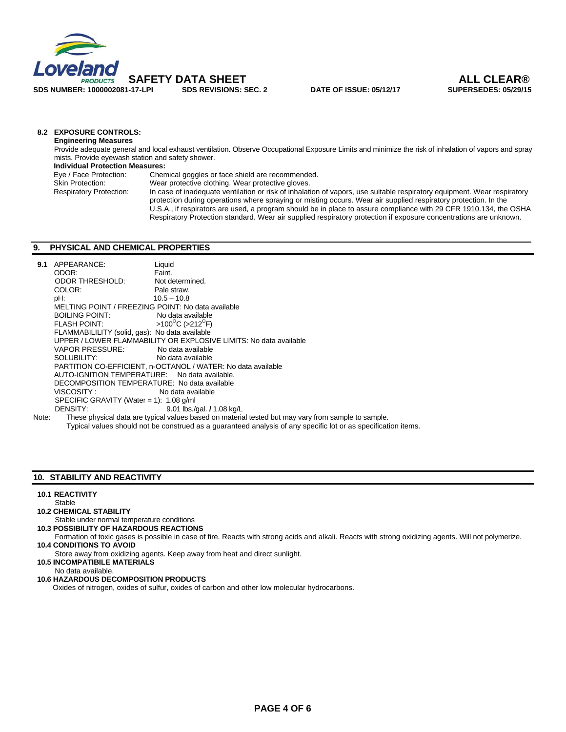**8.2 EXPOSURE CONTROLS:**

**Engineering Measures**

Provide adequate general and local exhaust ventilation. Observe Occupational Exposure Limits and minimize the risk of inhalation of vapors and spray mists. Provide eyewash station and safety shower.

**Individual Protection Measures:**

| | |
|---|---|
| Eye / Face Protection: | Chemical goggles or face shield are recommended. |
| Skin Protection: | Wear protective clothing. Wear protective gloves. |
| Respiratory Protection: | In case of inadequate ventilation or risk of inhalation of vapors, use suitable respiratory equipment. Wear respiratory protection during operations where spraying or misting occurs. Wear air supplied respiratory protection. In the U.S.A., if respirators are used, a program should be in place to assure compliance with 29 CFR 1910.134, the OSHA Respiratory Protection standard. Wear air supplied respiratory protection if exposure concentrations are unknown. |

## 9. PHYSICAL AND CHEMICAL PROPERTIES

**9.1**
- APPEARANCE: Liquid
- ODOR: Faint.
- ODOR THRESHOLD: Not determined.
- COLOR: Pale straw.
- pH: 10.5 – 10.8
- MELTING POINT / FREEZING POINT: No data available
- BOILING POINT: No data available
- FLASH POINT: >100°C (>212°F)
- FLAMMABILILITY (solid, gas): No data available
- UPPER / LOWER FLAMMABILITY OR EXPLOSIVE LIMITS: No data available
- VAPOR PRESSURE: No data available
- SOLUBILITY: No data available
- PARTITION CO-EFFICIENT, n-OCTANOL / WATER: No data available
- AUTO-IGNITION TEMPERATURE: No data available.
- DECOMPOSITION TEMPERATURE: No data available
- VISCOSITY : No data available
- SPECIFIC GRAVITY (Water = 1): 1.08 g/ml
- DENSITY: 9.01 lbs./gal. / 1.08 kg/L

Note: These physical data are typical values based on material tested but may vary from sample to sample. Typical values should not be construed as a guaranteed analysis of any specific lot or as specification items.

## 10. STABILITY AND REACTIVITY

**10.1 REACTIVITY**

Stable

**10.2 CHEMICAL STABILITY**

Stable under normal temperature conditions

**10.3 POSSIBILITY OF HAZARDOUS REACTIONS**

Formation of toxic gases is possible in case of fire. Reacts with strong acids and alkali. Reacts with strong oxidizing agents. Will not polymerize.

**10.4 CONDITIONS TO AVOID**

Store away from oxidizing agents. Keep away from heat and direct sunlight.

**10.5 INCOMPATIBILE MATERIALS**

No data available.

**10.6 HAZARDOUS DECOMPOSITION PRODUCTS**

Oxides of nitrogen, oxides of sulfur, oxides of carbon and other low molecular hydrocarbons.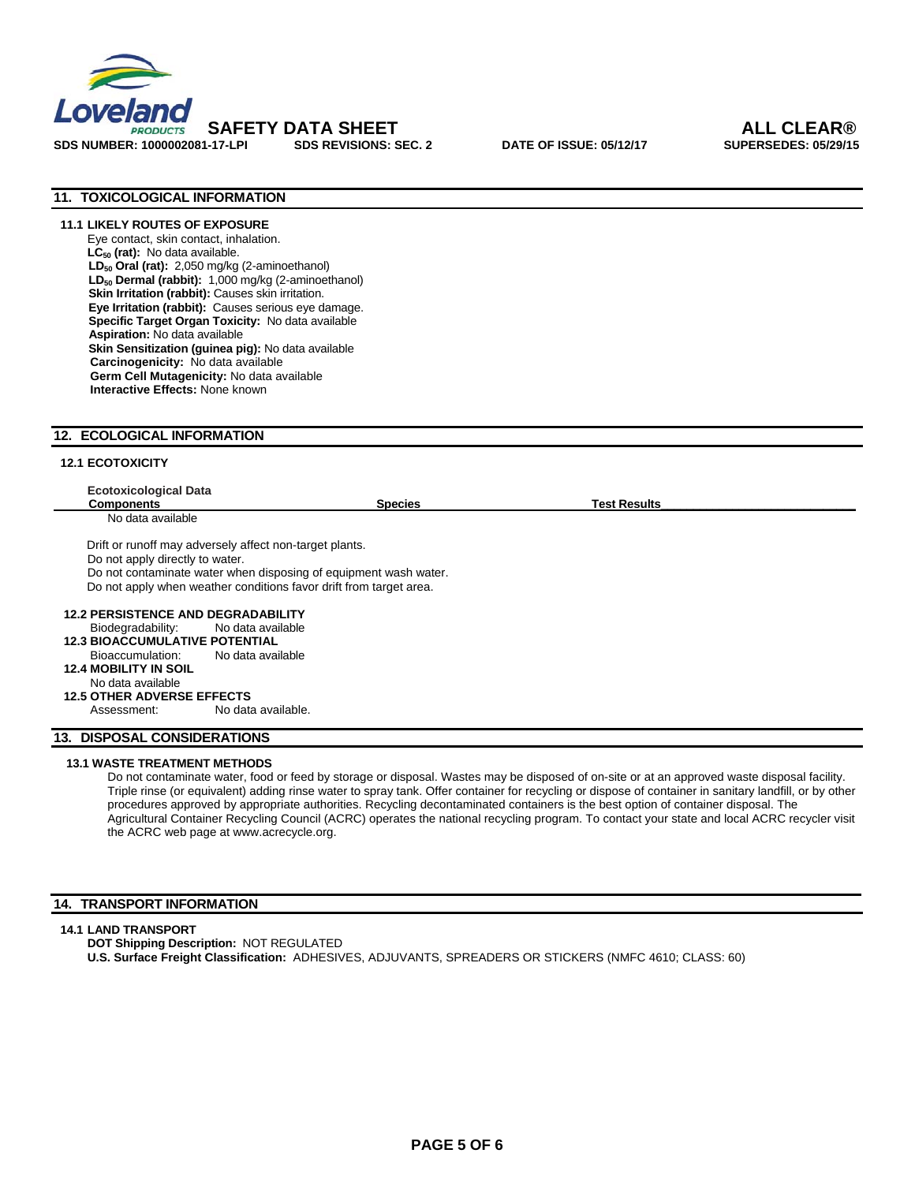## 11. TOXICOLOGICAL INFORMATION

### 11.1 LIKELY ROUTES OF EXPOSURE

Eye contact, skin contact, inhalation.

**$LC_{50}$ (rat):** No data available.
**$LD_{50}$ Oral (rat):** 2,050 mg/kg (2-aminoethanol)
**$LD_{50}$ Dermal (rabbit):** 1,000 mg/kg (2-aminoethanol)
**Skin Irritation (rabbit):** Causes skin irritation.
**Eye Irritation (rabbit):** Causes serious eye damage.
**Specific Target Organ Toxicity:** No data available
**Aspiration:** No data available
**Skin Sensitization (guinea pig):** No data available
**Carcinogenicity:** No data available
**Germ Cell Mutagenicity:** No data available
**Interactive Effects:** None known

## 12. ECOLOGICAL INFORMATION

### 12.1 ECOTOXICITY

**Ecotoxicological Data**

| Components | Species | Test Results |
|---|---|---|
| No data available | | |

Drift or runoff may adversely affect non-target plants.
Do not apply directly to water.
Do not contaminate water when disposing of equipment wash water.
Do not apply when weather conditions favor drift from target area.

### 12.2 PERSISTENCE AND DEGRADABILITY

Biodegradability: No data available

### 12.3 BIOACCUMULATIVE POTENTIAL

Bioaccumulation: No data available

### 12.4 MOBILITY IN SOIL

No data available

### 12.5 OTHER ADVERSE EFFECTS

Assessment: No data available.

## 13. DISPOSAL CONSIDERATIONS

### 13.1 WASTE TREATMENT METHODS

Do not contaminate water, food or feed by storage or disposal. Wastes may be disposed of on-site or at an approved waste disposal facility. Triple rinse (or equivalent) adding rinse water to spray tank. Offer container for recycling or dispose of container in sanitary landfill, or by other procedures approved by appropriate authorities. Recycling decontaminated containers is the best option of container disposal. The Agricultural Container Recycling Council (ACRC) operates the national recycling program. To contact your state and local ACRC recycler visit the ACRC web page at www.acrecycle.org.

## 14. TRANSPORT INFORMATION

### 14.1 LAND TRANSPORT

**DOT Shipping Description:** NOT REGULATED
**U.S. Surface Freight Classification:** ADHESIVES, ADJUVANTS, SPREADERS OR STICKERS (NMFC 4610; CLASS: 60)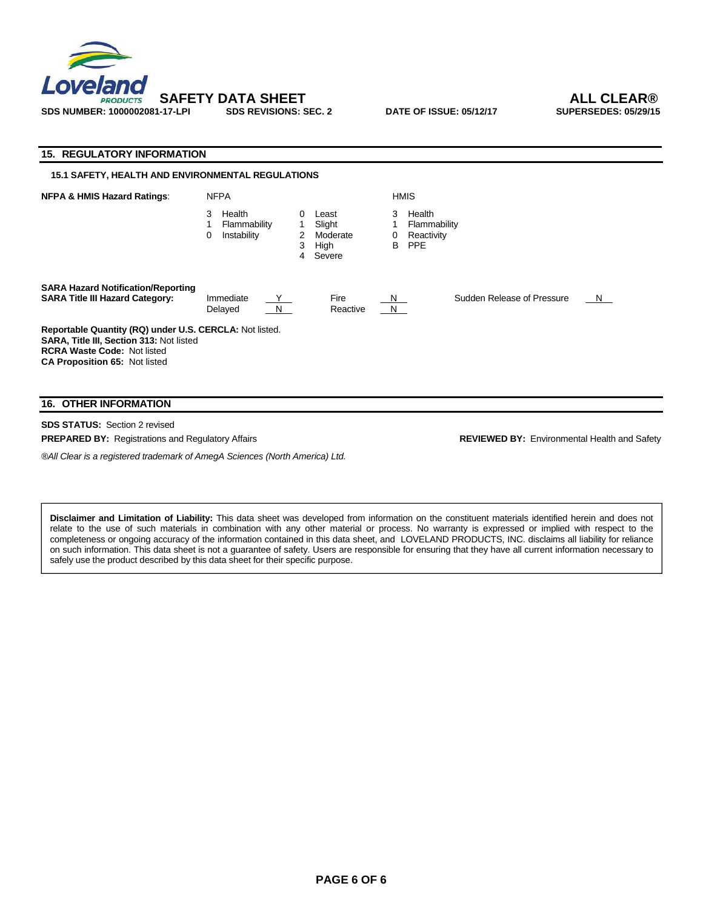## 15. REGULATORY INFORMATION

### 15.1 SAFETY, HEALTH AND ENVIRONMENTAL REGULATIONS

**NFPA & HMIS Hazard Ratings**:

| NFPA | | | | HMIS | |
|---|---|---|---|---|---|
| 3 | Health | 0 | Least | 3 | Health |
| 1 | Flammability | 1 | Slight | 1 | Flammability |
| 0 | Instability | 2 | Moderate | 0 | Reactivity |
| | | 3 | High | B | PPE |
| | | 4 | Severe | | |

**SARA Hazard Notification/Reporting**
**SARA Title III Hazard Category:**

| | | | | | |
|---|---|---|---|---|---|
| Immediate | Y | Fire | N | Sudden Release of Pressure | N |
| Delayed | N | Reactive | N | | |

**Reportable Quantity (RQ) under U.S. CERCLA:** Not listed.
**SARA, Title III, Section 313:** Not listed
**RCRA Waste Code:** Not listed
**CA Proposition 65:** Not listed

## 16. OTHER INFORMATION

**SDS STATUS:** Section 2 revised

**PREPARED BY:** Registrations and Regulatory Affairs

**REVIEWED BY:** Environmental Health and Safety

*®All Clear is a registered trademark of AmegA Sciences (North America) Ltd.*

**Disclaimer and Limitation of Liability:** This data sheet was developed from information on the constituent materials identified herein and does not relate to the use of such materials in combination with any other material or process. No warranty is expressed or implied with respect to the completeness or ongoing accuracy of the information contained in this data sheet, and LOVELAND PRODUCTS, INC. disclaims all liability for reliance on such information. This data sheet is not a guarantee of safety. Users are responsible for ensuring that they have all current information necessary to safely use the product described by this data sheet for their specific purpose.